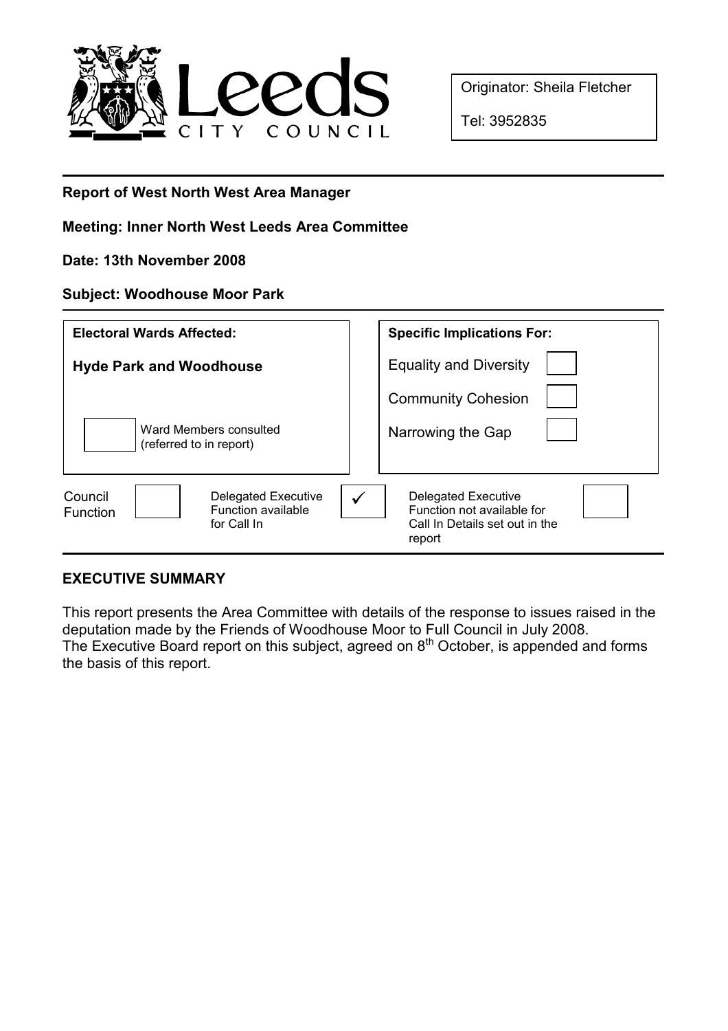Originator: Sheila Fletcher

Tel: 3952835

**Report of West North West Area Manager**

**Meeting: Inner North West Leeds Area Committee**

**Date: 13th November 2008**

**Subject: Woodhouse Moor Park**

| Electoral Wards Affected: | Specific Implications For: |
|---|---|
| **Hyde Park and Woodhouse** | Equality and Diversity ☐ |
| | Community Cohesion ☐ |
| ☐ Ward Members consulted (referred to in report) | Narrowing the Gap ☐ |

| Council Function | ☐ | Delegated Executive Function available for Call In | ✓ | Delegated Executive Function not available for Call In Details set out in the report | ☐ |
|---|---|---|---|---|---|

## EXECUTIVE SUMMARY

This report presents the Area Committee with details of the response to issues raised in the deputation made by the Friends of Woodhouse Moor to Full Council in July 2008.
The Executive Board report on this subject, agreed on 8th October, is appended and forms the basis of this report.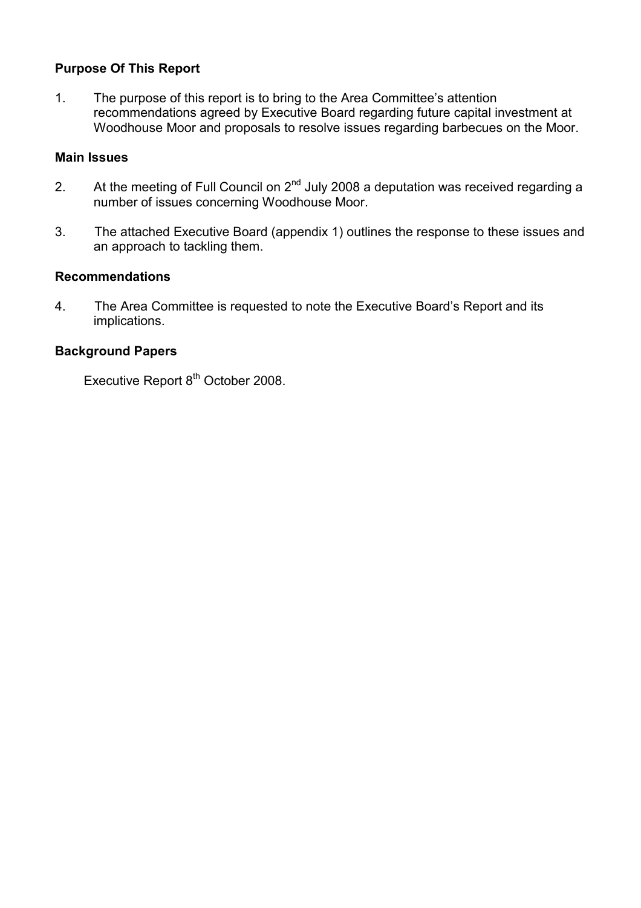### Purpose Of This Report

1. The purpose of this report is to bring to the Area Committee's attention recommendations agreed by Executive Board regarding future capital investment at Woodhouse Moor and proposals to resolve issues regarding barbecues on the Moor.

### Main Issues

2. At the meeting of Full Council on 2nd July 2008 a deputation was received regarding a number of issues concerning Woodhouse Moor.

3. The attached Executive Board (appendix 1) outlines the response to these issues and an approach to tackling them.

### Recommendations

4. The Area Committee is requested to note the Executive Board's Report and its implications.

### Background Papers

Executive Report 8th October 2008.